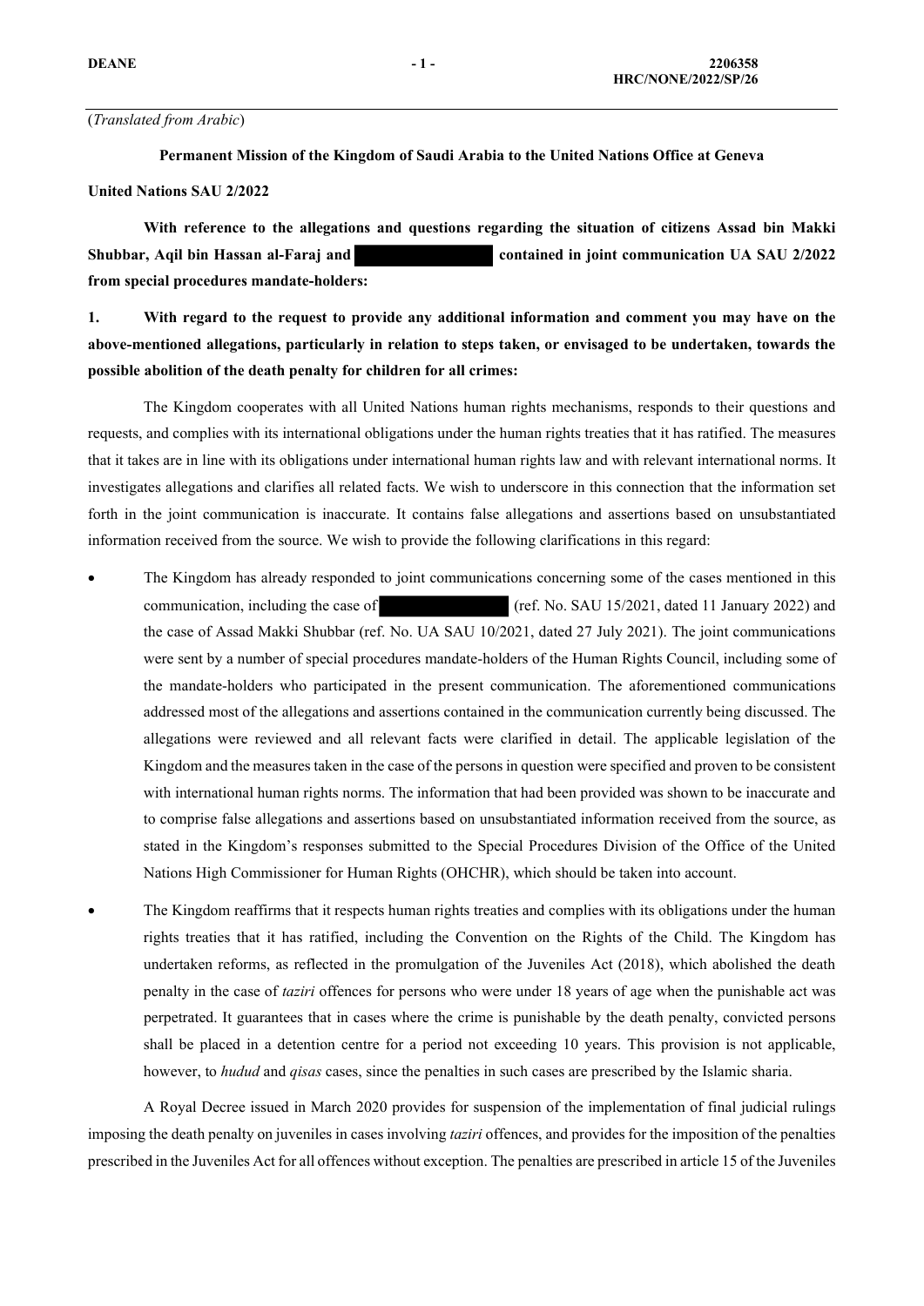(*Translated from Arabic*)

**Permanent Mission of the Kingdom of Saudi Arabia to the United Nations Office at Geneva**

**United Nations SAU 2/2022**

**With reference to the allegations and questions regarding the situation of citizens Assad bin Makki Shubbar, Aqil bin Hassan al-Faraj and [redacted] contained in joint communication UA SAU 2/2022 from special procedures mandate-holders:**

**1. With regard to the request to provide any additional information and comment you may have on the above-mentioned allegations, particularly in relation to steps taken, or envisaged to be undertaken, towards the possible abolition of the death penalty for children for all crimes:**

The Kingdom cooperates with all United Nations human rights mechanisms, responds to their questions and requests, and complies with its international obligations under the human rights treaties that it has ratified. The measures that it takes are in line with its obligations under international human rights law and with relevant international norms. It investigates allegations and clarifies all related facts. We wish to underscore in this connection that the information set forth in the joint communication is inaccurate. It contains false allegations and assertions based on unsubstantiated information received from the source. We wish to provide the following clarifications in this regard:

- The Kingdom has already responded to joint communications concerning some of the cases mentioned in this communication, including the case of [redacted] (ref. No. SAU 15/2021, dated 11 January 2022) and the case of Assad Makki Shubbar (ref. No. UA SAU 10/2021, dated 27 July 2021). The joint communications were sent by a number of special procedures mandate-holders of the Human Rights Council, including some of the mandate-holders who participated in the present communication. The aforementioned communications addressed most of the allegations and assertions contained in the communication currently being discussed. The allegations were reviewed and all relevant facts were clarified in detail. The applicable legislation of the Kingdom and the measures taken in the case of the persons in question were specified and proven to be consistent with international human rights norms. The information that had been provided was shown to be inaccurate and to comprise false allegations and assertions based on unsubstantiated information received from the source, as stated in the Kingdom's responses submitted to the Special Procedures Division of the Office of the United Nations High Commissioner for Human Rights (OHCHR), which should be taken into account.
- The Kingdom reaffirms that it respects human rights treaties and complies with its obligations under the human rights treaties that it has ratified, including the Convention on the Rights of the Child. The Kingdom has undertaken reforms, as reflected in the promulgation of the Juveniles Act (2018), which abolished the death penalty in the case of *taziri* offences for persons who were under 18 years of age when the punishable act was perpetrated. It guarantees that in cases where the crime is punishable by the death penalty, convicted persons shall be placed in a detention centre for a period not exceeding 10 years. This provision is not applicable, however, to *hudud* and *qisas* cases, since the penalties in such cases are prescribed by the Islamic sharia.

A Royal Decree issued in March 2020 provides for suspension of the implementation of final judicial rulings imposing the death penalty on juveniles in cases involving *taziri* offences, and provides for the imposition of the penalties prescribed in the Juveniles Act for all offences without exception. The penalties are prescribed in article 15 of the Juveniles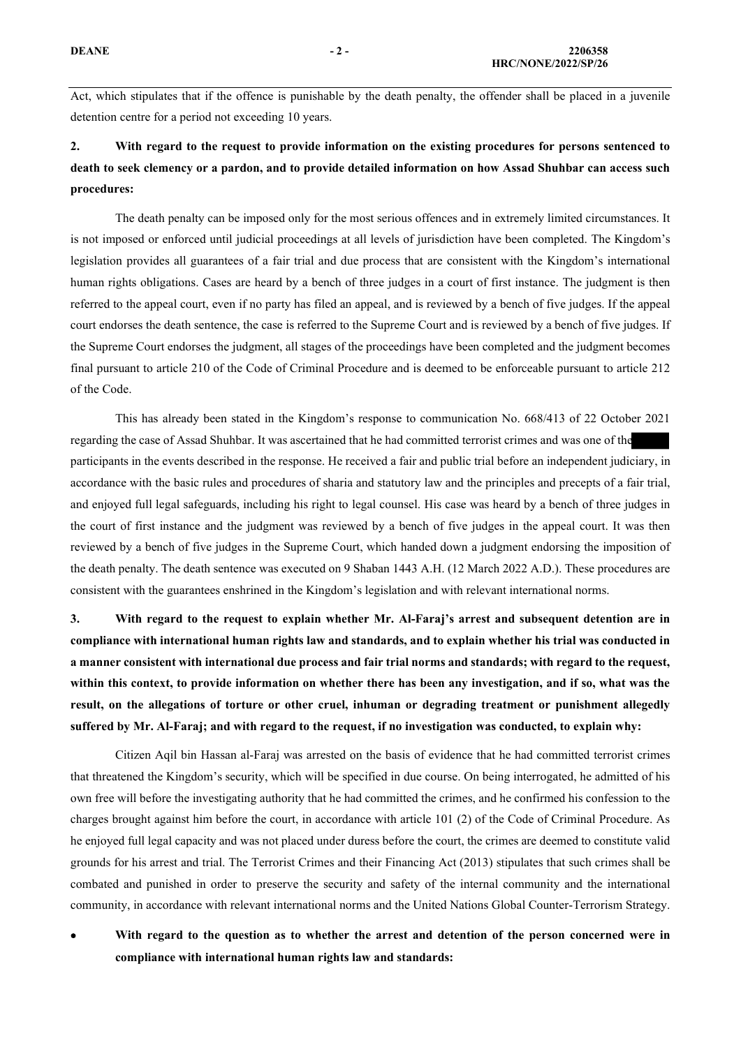Act, which stipulates that if the offence is punishable by the death penalty, the offender shall be placed in a juvenile detention centre for a period not exceeding 10 years.

**2. With regard to the request to provide information on the existing procedures for persons sentenced to death to seek clemency or a pardon, and to provide detailed information on how Assad Shuhbar can access such procedures:**

The death penalty can be imposed only for the most serious offences and in extremely limited circumstances. It is not imposed or enforced until judicial proceedings at all levels of jurisdiction have been completed. The Kingdom's legislation provides all guarantees of a fair trial and due process that are consistent with the Kingdom's international human rights obligations. Cases are heard by a bench of three judges in a court of first instance. The judgment is then referred to the appeal court, even if no party has filed an appeal, and is reviewed by a bench of five judges. If the appeal court endorses the death sentence, the case is referred to the Supreme Court and is reviewed by a bench of five judges. If the Supreme Court endorses the judgment, all stages of the proceedings have been completed and the judgment becomes final pursuant to article 210 of the Code of Criminal Procedure and is deemed to be enforceable pursuant to article 212 of the Code.

This has already been stated in the Kingdom's response to communication No. 668/413 of 22 October 2021 regarding the case of Assad Shuhbar. It was ascertained that he had committed terrorist crimes and was one of the participants in the events described in the response. He received a fair and public trial before an independent judiciary, in accordance with the basic rules and procedures of sharia and statutory law and the principles and precepts of a fair trial, and enjoyed full legal safeguards, including his right to legal counsel. His case was heard by a bench of three judges in the court of first instance and the judgment was reviewed by a bench of five judges in the appeal court. It was then reviewed by a bench of five judges in the Supreme Court, which handed down a judgment endorsing the imposition of the death penalty. The death sentence was executed on 9 Shaban 1443 A.H. (12 March 2022 A.D.). These procedures are consistent with the guarantees enshrined in the Kingdom's legislation and with relevant international norms.

**3. With regard to the request to explain whether Mr. Al-Faraj's arrest and subsequent detention are in compliance with international human rights law and standards, and to explain whether his trial was conducted in a manner consistent with international due process and fair trial norms and standards; with regard to the request, within this context, to provide information on whether there has been any investigation, and if so, what was the result, on the allegations of torture or other cruel, inhuman or degrading treatment or punishment allegedly suffered by Mr. Al-Faraj; and with regard to the request, if no investigation was conducted, to explain why:**

Citizen Aqil bin Hassan al-Faraj was arrested on the basis of evidence that he had committed terrorist crimes that threatened the Kingdom's security, which will be specified in due course. On being interrogated, he admitted of his own free will before the investigating authority that he had committed the crimes, and he confirmed his confession to the charges brought against him before the court, in accordance with article 101 (2) of the Code of Criminal Procedure. As he enjoyed full legal capacity and was not placed under duress before the court, the crimes are deemed to constitute valid grounds for his arrest and trial. The Terrorist Crimes and their Financing Act (2013) stipulates that such crimes shall be combated and punished in order to preserve the security and safety of the internal community and the international community, in accordance with relevant international norms and the United Nations Global Counter-Terrorism Strategy.

- **With regard to the question as to whether the arrest and detention of the person concerned were in compliance with international human rights law and standards:**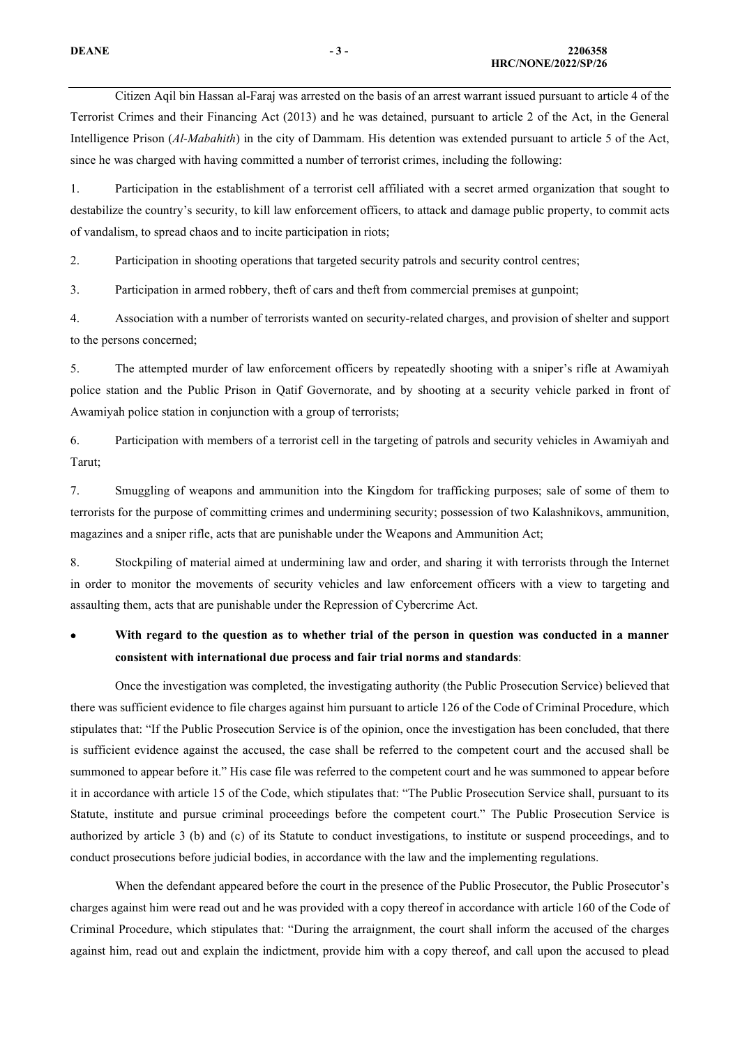Citizen Aqil bin Hassan al-Faraj was arrested on the basis of an arrest warrant issued pursuant to article 4 of the Terrorist Crimes and their Financing Act (2013) and he was detained, pursuant to article 2 of the Act, in the General Intelligence Prison (*Al-Mabahith*) in the city of Dammam. His detention was extended pursuant to article 5 of the Act, since he was charged with having committed a number of terrorist crimes, including the following:

1. Participation in the establishment of a terrorist cell affiliated with a secret armed organization that sought to destabilize the country's security, to kill law enforcement officers, to attack and damage public property, to commit acts of vandalism, to spread chaos and to incite participation in riots;

2. Participation in shooting operations that targeted security patrols and security control centres;

3. Participation in armed robbery, theft of cars and theft from commercial premises at gunpoint;

4. Association with a number of terrorists wanted on security-related charges, and provision of shelter and support to the persons concerned;

5. The attempted murder of law enforcement officers by repeatedly shooting with a sniper's rifle at Awamiyah police station and the Public Prison in Qatif Governorate, and by shooting at a security vehicle parked in front of Awamiyah police station in conjunction with a group of terrorists;

6. Participation with members of a terrorist cell in the targeting of patrols and security vehicles in Awamiyah and Tarut;

7. Smuggling of weapons and ammunition into the Kingdom for trafficking purposes; sale of some of them to terrorists for the purpose of committing crimes and undermining security; possession of two Kalashnikovs, ammunition, magazines and a sniper rifle, acts that are punishable under the Weapons and Ammunition Act;

8. Stockpiling of material aimed at undermining law and order, and sharing it with terrorists through the Internet in order to monitor the movements of security vehicles and law enforcement officers with a view to targeting and assaulting them, acts that are punishable under the Repression of Cybercrime Act.

- **With regard to the question as to whether trial of the person in question was conducted in a manner consistent with international due process and fair trial norms and standards**:

Once the investigation was completed, the investigating authority (the Public Prosecution Service) believed that there was sufficient evidence to file charges against him pursuant to article 126 of the Code of Criminal Procedure, which stipulates that: "If the Public Prosecution Service is of the opinion, once the investigation has been concluded, that there is sufficient evidence against the accused, the case shall be referred to the competent court and the accused shall be summoned to appear before it." His case file was referred to the competent court and he was summoned to appear before it in accordance with article 15 of the Code, which stipulates that: "The Public Prosecution Service shall, pursuant to its Statute, institute and pursue criminal proceedings before the competent court." The Public Prosecution Service is authorized by article 3 (b) and (c) of its Statute to conduct investigations, to institute or suspend proceedings, and to conduct prosecutions before judicial bodies, in accordance with the law and the implementing regulations.

When the defendant appeared before the court in the presence of the Public Prosecutor, the Public Prosecutor's charges against him were read out and he was provided with a copy thereof in accordance with article 160 of the Code of Criminal Procedure, which stipulates that: "During the arraignment, the court shall inform the accused of the charges against him, read out and explain the indictment, provide him with a copy thereof, and call upon the accused to plead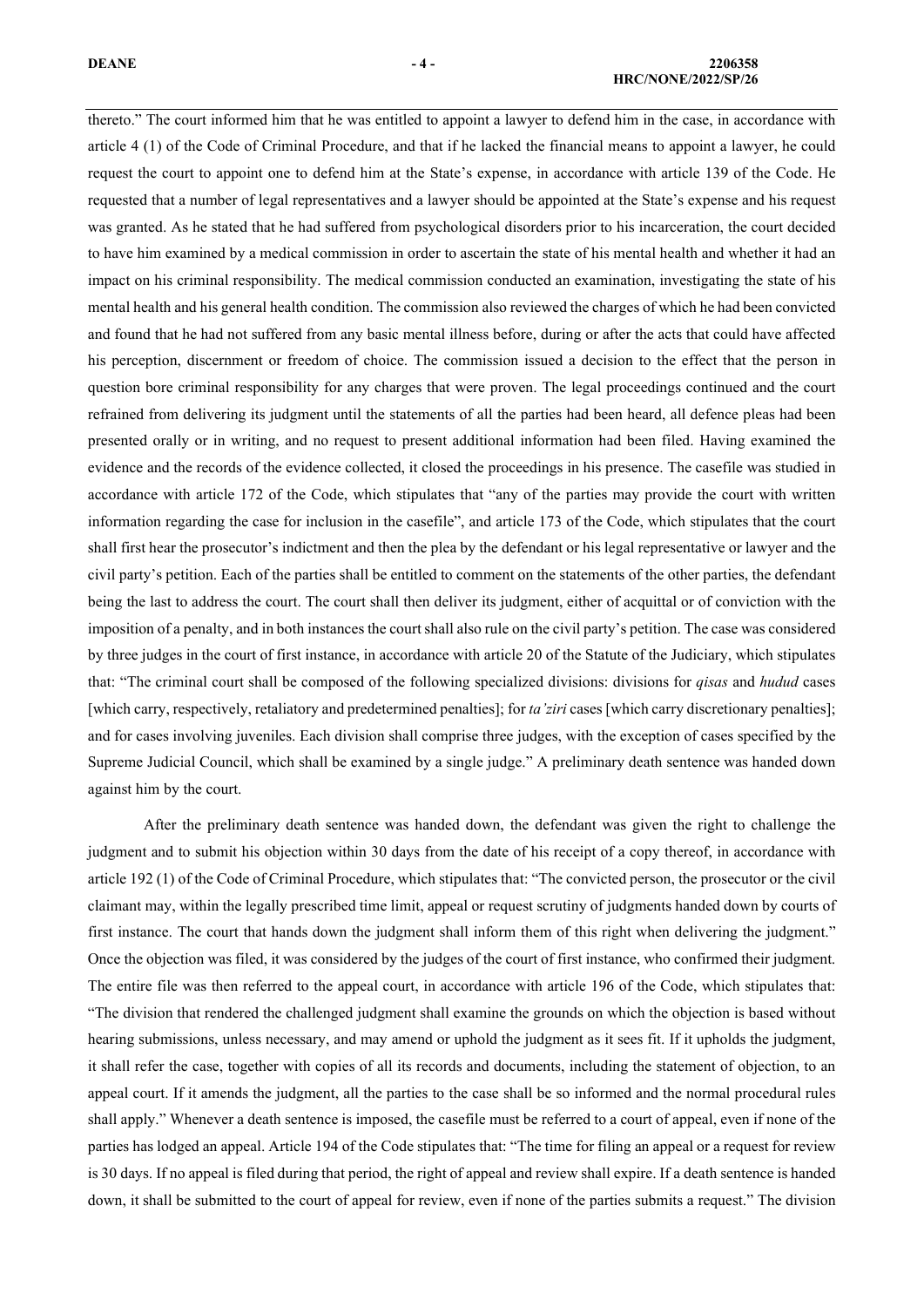thereto." The court informed him that he was entitled to appoint a lawyer to defend him in the case, in accordance with article 4 (1) of the Code of Criminal Procedure, and that if he lacked the financial means to appoint a lawyer, he could request the court to appoint one to defend him at the State's expense, in accordance with article 139 of the Code. He requested that a number of legal representatives and a lawyer should be appointed at the State's expense and his request was granted. As he stated that he had suffered from psychological disorders prior to his incarceration, the court decided to have him examined by a medical commission in order to ascertain the state of his mental health and whether it had an impact on his criminal responsibility. The medical commission conducted an examination, investigating the state of his mental health and his general health condition. The commission also reviewed the charges of which he had been convicted and found that he had not suffered from any basic mental illness before, during or after the acts that could have affected his perception, discernment or freedom of choice. The commission issued a decision to the effect that the person in question bore criminal responsibility for any charges that were proven. The legal proceedings continued and the court refrained from delivering its judgment until the statements of all the parties had been heard, all defence pleas had been presented orally or in writing, and no request to present additional information had been filed. Having examined the evidence and the records of the evidence collected, it closed the proceedings in his presence. The casefile was studied in accordance with article 172 of the Code, which stipulates that "any of the parties may provide the court with written information regarding the case for inclusion in the casefile", and article 173 of the Code, which stipulates that the court shall first hear the prosecutor's indictment and then the plea by the defendant or his legal representative or lawyer and the civil party's petition. Each of the parties shall be entitled to comment on the statements of the other parties, the defendant being the last to address the court. The court shall then deliver its judgment, either of acquittal or of conviction with the imposition of a penalty, and in both instances the court shall also rule on the civil party's petition. The case was considered by three judges in the court of first instance, in accordance with article 20 of the Statute of the Judiciary, which stipulates that: "The criminal court shall be composed of the following specialized divisions: divisions for *qisas* and *hudud* cases [which carry, respectively, retaliatory and predetermined penalties]; for *ta'ziri* cases [which carry discretionary penalties]; and for cases involving juveniles. Each division shall comprise three judges, with the exception of cases specified by the Supreme Judicial Council, which shall be examined by a single judge." A preliminary death sentence was handed down against him by the court.

After the preliminary death sentence was handed down, the defendant was given the right to challenge the judgment and to submit his objection within 30 days from the date of his receipt of a copy thereof, in accordance with article 192 (1) of the Code of Criminal Procedure, which stipulates that: "The convicted person, the prosecutor or the civil claimant may, within the legally prescribed time limit, appeal or request scrutiny of judgments handed down by courts of first instance. The court that hands down the judgment shall inform them of this right when delivering the judgment." Once the objection was filed, it was considered by the judges of the court of first instance, who confirmed their judgment. The entire file was then referred to the appeal court, in accordance with article 196 of the Code, which stipulates that: "The division that rendered the challenged judgment shall examine the grounds on which the objection is based without hearing submissions, unless necessary, and may amend or uphold the judgment as it sees fit. If it upholds the judgment, it shall refer the case, together with copies of all its records and documents, including the statement of objection, to an appeal court. If it amends the judgment, all the parties to the case shall be so informed and the normal procedural rules shall apply." Whenever a death sentence is imposed, the casefile must be referred to a court of appeal, even if none of the parties has lodged an appeal. Article 194 of the Code stipulates that: "The time for filing an appeal or a request for review is 30 days. If no appeal is filed during that period, the right of appeal and review shall expire. If a death sentence is handed down, it shall be submitted to the court of appeal for review, even if none of the parties submits a request." The division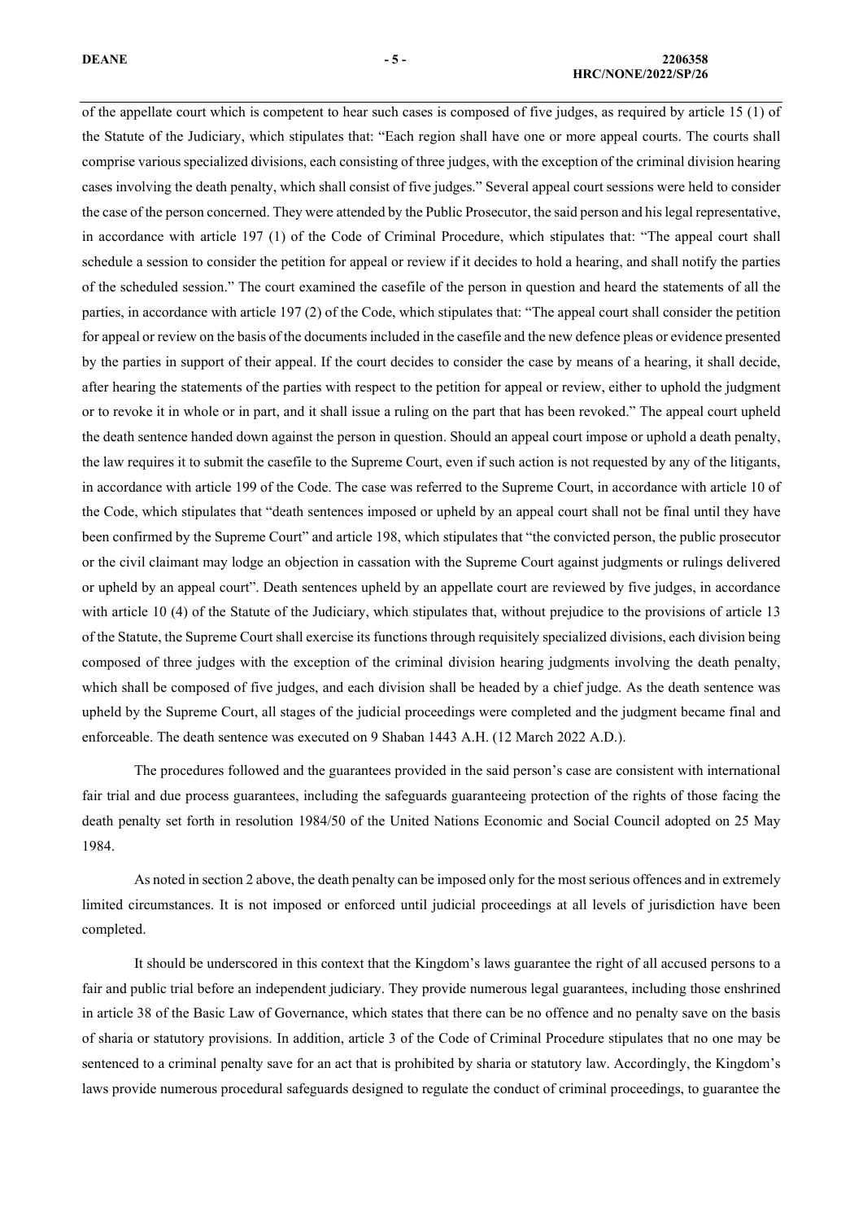of the appellate court which is competent to hear such cases is composed of five judges, as required by article 15 (1) of the Statute of the Judiciary, which stipulates that: "Each region shall have one or more appeal courts. The courts shall comprise various specialized divisions, each consisting of three judges, with the exception of the criminal division hearing cases involving the death penalty, which shall consist of five judges." Several appeal court sessions were held to consider the case of the person concerned. They were attended by the Public Prosecutor, the said person and his legal representative, in accordance with article 197 (1) of the Code of Criminal Procedure, which stipulates that: "The appeal court shall schedule a session to consider the petition for appeal or review if it decides to hold a hearing, and shall notify the parties of the scheduled session." The court examined the casefile of the person in question and heard the statements of all the parties, in accordance with article 197 (2) of the Code, which stipulates that: "The appeal court shall consider the petition for appeal or review on the basis of the documents included in the casefile and the new defence pleas or evidence presented by the parties in support of their appeal. If the court decides to consider the case by means of a hearing, it shall decide, after hearing the statements of the parties with respect to the petition for appeal or review, either to uphold the judgment or to revoke it in whole or in part, and it shall issue a ruling on the part that has been revoked." The appeal court upheld the death sentence handed down against the person in question. Should an appeal court impose or uphold a death penalty, the law requires it to submit the casefile to the Supreme Court, even if such action is not requested by any of the litigants, in accordance with article 199 of the Code. The case was referred to the Supreme Court, in accordance with article 10 of the Code, which stipulates that "death sentences imposed or upheld by an appeal court shall not be final until they have been confirmed by the Supreme Court" and article 198, which stipulates that "the convicted person, the public prosecutor or the civil claimant may lodge an objection in cassation with the Supreme Court against judgments or rulings delivered or upheld by an appeal court". Death sentences upheld by an appellate court are reviewed by five judges, in accordance with article 10 (4) of the Statute of the Judiciary, which stipulates that, without prejudice to the provisions of article 13 of the Statute, the Supreme Court shall exercise its functions through requisitely specialized divisions, each division being composed of three judges with the exception of the criminal division hearing judgments involving the death penalty, which shall be composed of five judges, and each division shall be headed by a chief judge. As the death sentence was upheld by the Supreme Court, all stages of the judicial proceedings were completed and the judgment became final and enforceable. The death sentence was executed on 9 Shaban 1443 A.H. (12 March 2022 A.D.).

The procedures followed and the guarantees provided in the said person's case are consistent with international fair trial and due process guarantees, including the safeguards guaranteeing protection of the rights of those facing the death penalty set forth in resolution 1984/50 of the United Nations Economic and Social Council adopted on 25 May 1984.

As noted in section 2 above, the death penalty can be imposed only for the most serious offences and in extremely limited circumstances. It is not imposed or enforced until judicial proceedings at all levels of jurisdiction have been completed.

It should be underscored in this context that the Kingdom's laws guarantee the right of all accused persons to a fair and public trial before an independent judiciary. They provide numerous legal guarantees, including those enshrined in article 38 of the Basic Law of Governance, which states that there can be no offence and no penalty save on the basis of sharia or statutory provisions. In addition, article 3 of the Code of Criminal Procedure stipulates that no one may be sentenced to a criminal penalty save for an act that is prohibited by sharia or statutory law. Accordingly, the Kingdom's laws provide numerous procedural safeguards designed to regulate the conduct of criminal proceedings, to guarantee the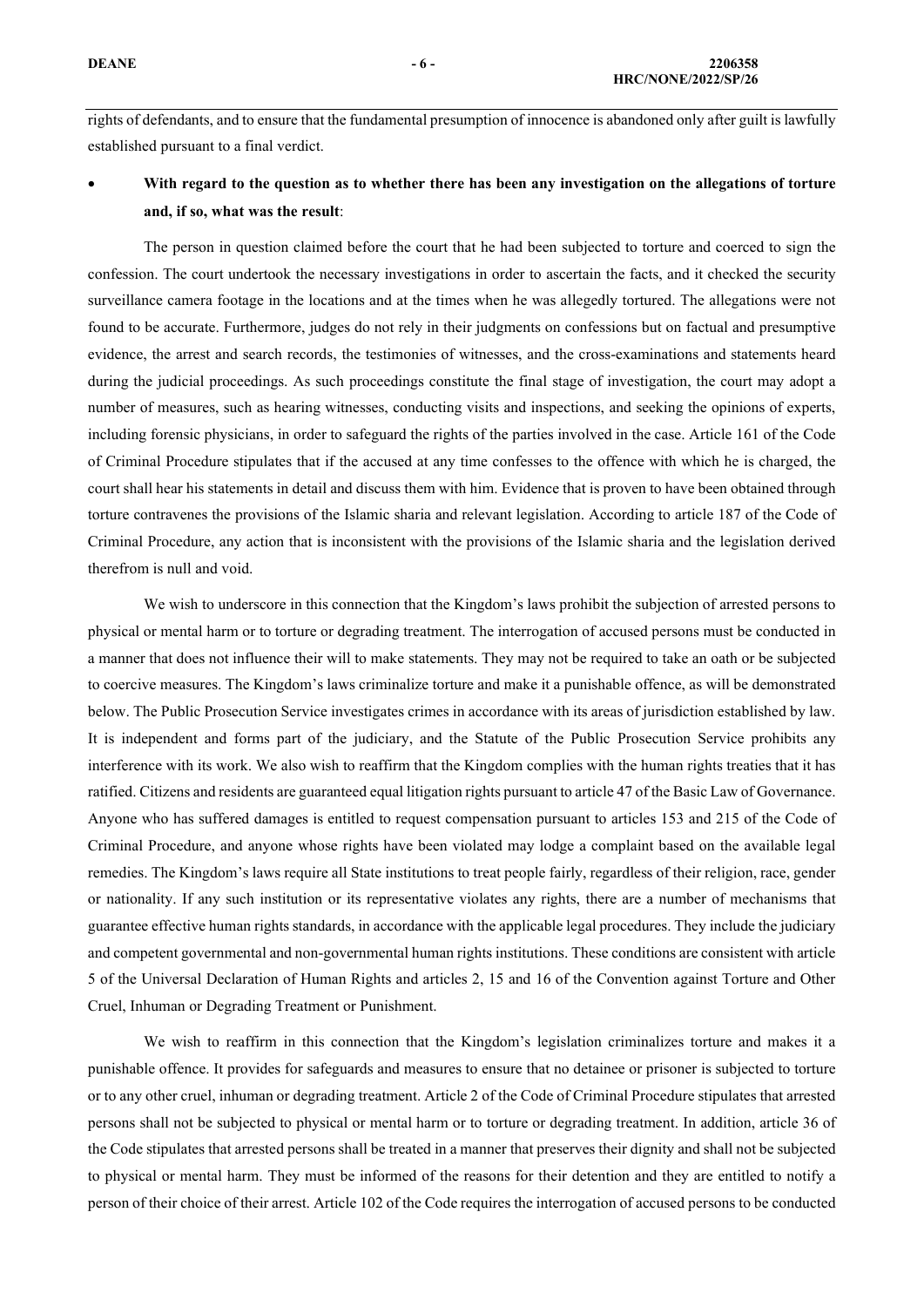rights of defendants, and to ensure that the fundamental presumption of innocence is abandoned only after guilt is lawfully established pursuant to a final verdict.

- **With regard to the question as to whether there has been any investigation on the allegations of torture and, if so, what was the result**:

The person in question claimed before the court that he had been subjected to torture and coerced to sign the confession. The court undertook the necessary investigations in order to ascertain the facts, and it checked the security surveillance camera footage in the locations and at the times when he was allegedly tortured. The allegations were not found to be accurate. Furthermore, judges do not rely in their judgments on confessions but on factual and presumptive evidence, the arrest and search records, the testimonies of witnesses, and the cross-examinations and statements heard during the judicial proceedings. As such proceedings constitute the final stage of investigation, the court may adopt a number of measures, such as hearing witnesses, conducting visits and inspections, and seeking the opinions of experts, including forensic physicians, in order to safeguard the rights of the parties involved in the case. Article 161 of the Code of Criminal Procedure stipulates that if the accused at any time confesses to the offence with which he is charged, the court shall hear his statements in detail and discuss them with him. Evidence that is proven to have been obtained through torture contravenes the provisions of the Islamic sharia and relevant legislation. According to article 187 of the Code of Criminal Procedure, any action that is inconsistent with the provisions of the Islamic sharia and the legislation derived therefrom is null and void.

We wish to underscore in this connection that the Kingdom's laws prohibit the subjection of arrested persons to physical or mental harm or to torture or degrading treatment. The interrogation of accused persons must be conducted in a manner that does not influence their will to make statements. They may not be required to take an oath or be subjected to coercive measures. The Kingdom's laws criminalize torture and make it a punishable offence, as will be demonstrated below. The Public Prosecution Service investigates crimes in accordance with its areas of jurisdiction established by law. It is independent and forms part of the judiciary, and the Statute of the Public Prosecution Service prohibits any interference with its work. We also wish to reaffirm that the Kingdom complies with the human rights treaties that it has ratified. Citizens and residents are guaranteed equal litigation rights pursuant to article 47 of the Basic Law of Governance. Anyone who has suffered damages is entitled to request compensation pursuant to articles 153 and 215 of the Code of Criminal Procedure, and anyone whose rights have been violated may lodge a complaint based on the available legal remedies. The Kingdom's laws require all State institutions to treat people fairly, regardless of their religion, race, gender or nationality. If any such institution or its representative violates any rights, there are a number of mechanisms that guarantee effective human rights standards, in accordance with the applicable legal procedures. They include the judiciary and competent governmental and non-governmental human rights institutions. These conditions are consistent with article 5 of the Universal Declaration of Human Rights and articles 2, 15 and 16 of the Convention against Torture and Other Cruel, Inhuman or Degrading Treatment or Punishment.

We wish to reaffirm in this connection that the Kingdom's legislation criminalizes torture and makes it a punishable offence. It provides for safeguards and measures to ensure that no detainee or prisoner is subjected to torture or to any other cruel, inhuman or degrading treatment. Article 2 of the Code of Criminal Procedure stipulates that arrested persons shall not be subjected to physical or mental harm or to torture or degrading treatment. In addition, article 36 of the Code stipulates that arrested persons shall be treated in a manner that preserves their dignity and shall not be subjected to physical or mental harm. They must be informed of the reasons for their detention and they are entitled to notify a person of their choice of their arrest. Article 102 of the Code requires the interrogation of accused persons to be conducted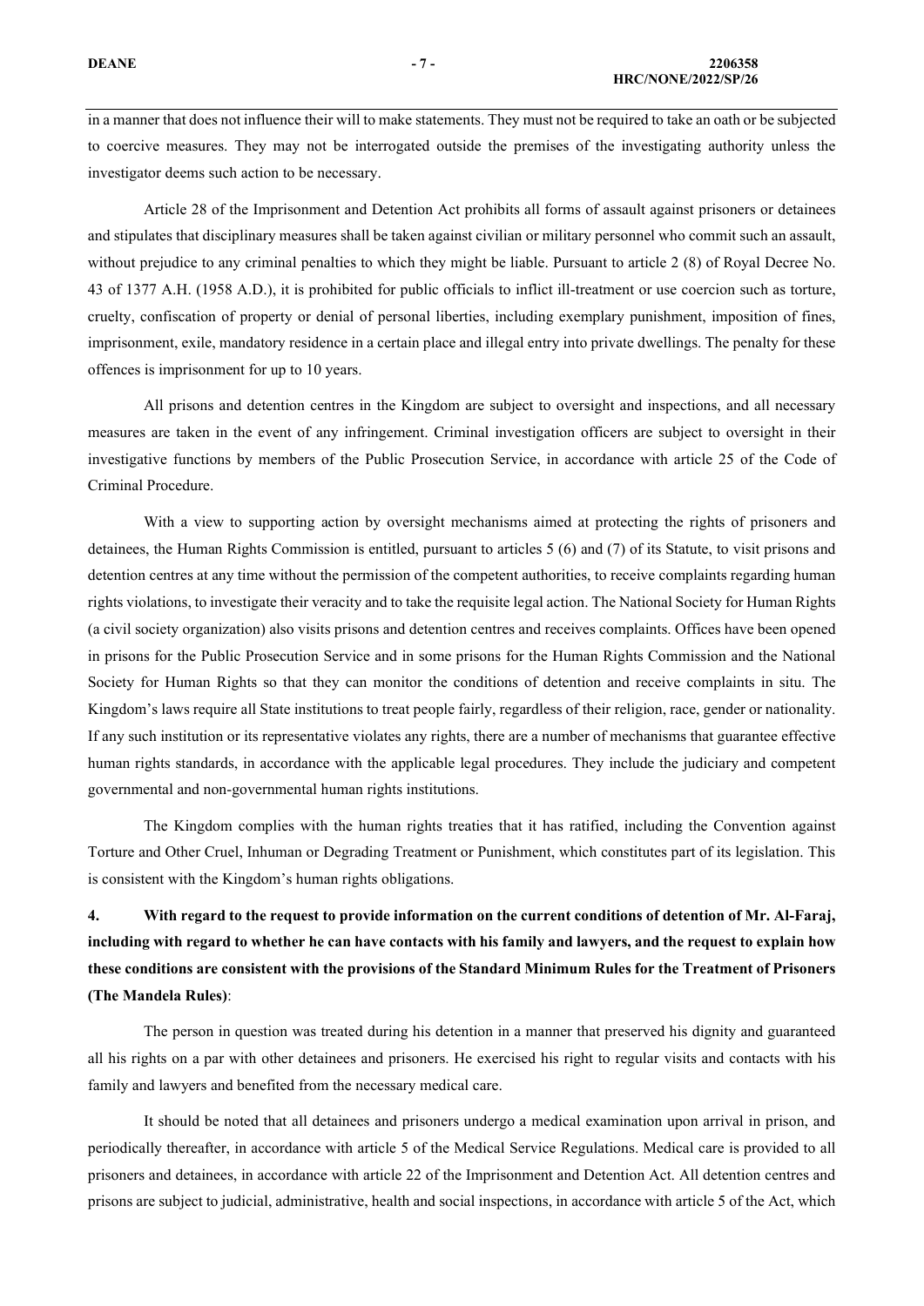in a manner that does not influence their will to make statements. They must not be required to take an oath or be subjected to coercive measures. They may not be interrogated outside the premises of the investigating authority unless the investigator deems such action to be necessary.

Article 28 of the Imprisonment and Detention Act prohibits all forms of assault against prisoners or detainees and stipulates that disciplinary measures shall be taken against civilian or military personnel who commit such an assault, without prejudice to any criminal penalties to which they might be liable. Pursuant to article 2 (8) of Royal Decree No. 43 of 1377 A.H. (1958 A.D.), it is prohibited for public officials to inflict ill-treatment or use coercion such as torture, cruelty, confiscation of property or denial of personal liberties, including exemplary punishment, imposition of fines, imprisonment, exile, mandatory residence in a certain place and illegal entry into private dwellings. The penalty for these offences is imprisonment for up to 10 years.

All prisons and detention centres in the Kingdom are subject to oversight and inspections, and all necessary measures are taken in the event of any infringement. Criminal investigation officers are subject to oversight in their investigative functions by members of the Public Prosecution Service, in accordance with article 25 of the Code of Criminal Procedure.

With a view to supporting action by oversight mechanisms aimed at protecting the rights of prisoners and detainees, the Human Rights Commission is entitled, pursuant to articles 5 (6) and (7) of its Statute, to visit prisons and detention centres at any time without the permission of the competent authorities, to receive complaints regarding human rights violations, to investigate their veracity and to take the requisite legal action. The National Society for Human Rights (a civil society organization) also visits prisons and detention centres and receives complaints. Offices have been opened in prisons for the Public Prosecution Service and in some prisons for the Human Rights Commission and the National Society for Human Rights so that they can monitor the conditions of detention and receive complaints in situ. The Kingdom's laws require all State institutions to treat people fairly, regardless of their religion, race, gender or nationality. If any such institution or its representative violates any rights, there are a number of mechanisms that guarantee effective human rights standards, in accordance with the applicable legal procedures. They include the judiciary and competent governmental and non-governmental human rights institutions.

The Kingdom complies with the human rights treaties that it has ratified, including the Convention against Torture and Other Cruel, Inhuman or Degrading Treatment or Punishment, which constitutes part of its legislation. This is consistent with the Kingdom's human rights obligations.

**4. With regard to the request to provide information on the current conditions of detention of Mr. Al-Faraj, including with regard to whether he can have contacts with his family and lawyers, and the request to explain how these conditions are consistent with the provisions of the Standard Minimum Rules for the Treatment of Prisoners (The Mandela Rules)**:

The person in question was treated during his detention in a manner that preserved his dignity and guaranteed all his rights on a par with other detainees and prisoners. He exercised his right to regular visits and contacts with his family and lawyers and benefited from the necessary medical care.

It should be noted that all detainees and prisoners undergo a medical examination upon arrival in prison, and periodically thereafter, in accordance with article 5 of the Medical Service Regulations. Medical care is provided to all prisoners and detainees, in accordance with article 22 of the Imprisonment and Detention Act. All detention centres and prisons are subject to judicial, administrative, health and social inspections, in accordance with article 5 of the Act, which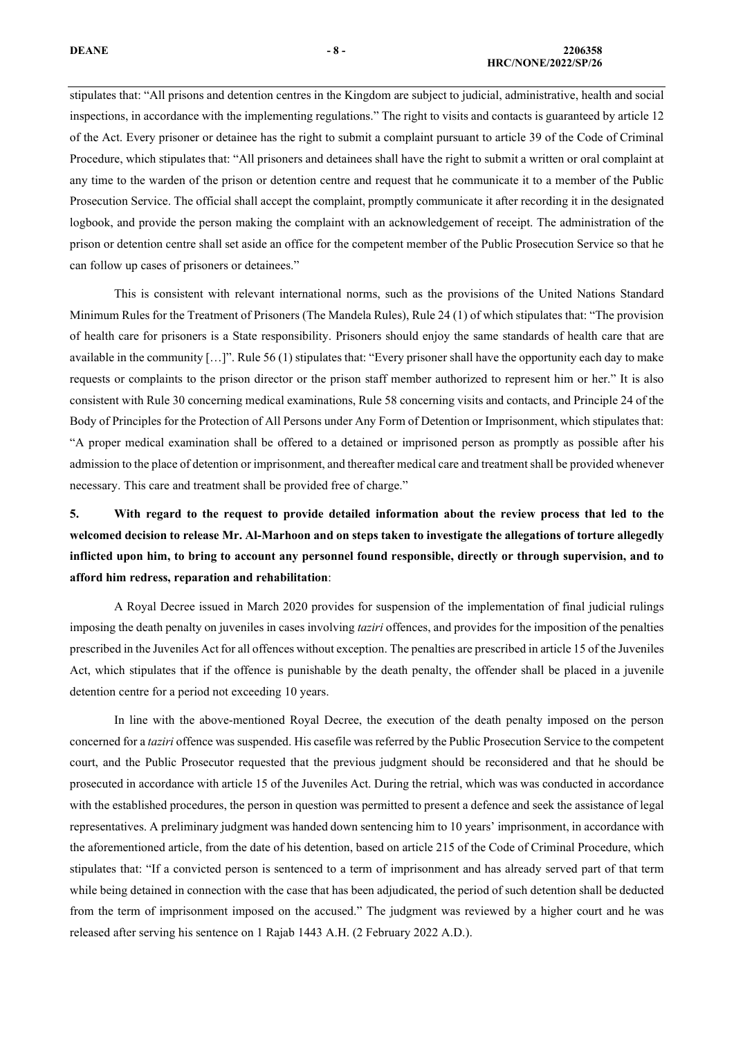stipulates that: "All prisons and detention centres in the Kingdom are subject to judicial, administrative, health and social inspections, in accordance with the implementing regulations." The right to visits and contacts is guaranteed by article 12 of the Act. Every prisoner or detainee has the right to submit a complaint pursuant to article 39 of the Code of Criminal Procedure, which stipulates that: "All prisoners and detainees shall have the right to submit a written or oral complaint at any time to the warden of the prison or detention centre and request that he communicate it to a member of the Public Prosecution Service. The official shall accept the complaint, promptly communicate it after recording it in the designated logbook, and provide the person making the complaint with an acknowledgement of receipt. The administration of the prison or detention centre shall set aside an office for the competent member of the Public Prosecution Service so that he can follow up cases of prisoners or detainees."

This is consistent with relevant international norms, such as the provisions of the United Nations Standard Minimum Rules for the Treatment of Prisoners (The Mandela Rules), Rule 24 (1) of which stipulates that: "The provision of health care for prisoners is a State responsibility. Prisoners should enjoy the same standards of health care that are available in the community […]". Rule 56 (1) stipulates that: "Every prisoner shall have the opportunity each day to make requests or complaints to the prison director or the prison staff member authorized to represent him or her." It is also consistent with Rule 30 concerning medical examinations, Rule 58 concerning visits and contacts, and Principle 24 of the Body of Principles for the Protection of All Persons under Any Form of Detention or Imprisonment, which stipulates that: "A proper medical examination shall be offered to a detained or imprisoned person as promptly as possible after his admission to the place of detention or imprisonment, and thereafter medical care and treatment shall be provided whenever necessary. This care and treatment shall be provided free of charge."

**5. With regard to the request to provide detailed information about the review process that led to the welcomed decision to release Mr. Al-Marhoon and on steps taken to investigate the allegations of torture allegedly inflicted upon him, to bring to account any personnel found responsible, directly or through supervision, and to afford him redress, reparation and rehabilitation**:

A Royal Decree issued in March 2020 provides for suspension of the implementation of final judicial rulings imposing the death penalty on juveniles in cases involving *taziri* offences, and provides for the imposition of the penalties prescribed in the Juveniles Act for all offences without exception. The penalties are prescribed in article 15 of the Juveniles Act, which stipulates that if the offence is punishable by the death penalty, the offender shall be placed in a juvenile detention centre for a period not exceeding 10 years.

In line with the above-mentioned Royal Decree, the execution of the death penalty imposed on the person concerned for a *taziri* offence was suspended. His casefile was referred by the Public Prosecution Service to the competent court, and the Public Prosecutor requested that the previous judgment should be reconsidered and that he should be prosecuted in accordance with article 15 of the Juveniles Act. During the retrial, which was was conducted in accordance with the established procedures, the person in question was permitted to present a defence and seek the assistance of legal representatives. A preliminary judgment was handed down sentencing him to 10 years' imprisonment, in accordance with the aforementioned article, from the date of his detention, based on article 215 of the Code of Criminal Procedure, which stipulates that: "If a convicted person is sentenced to a term of imprisonment and has already served part of that term while being detained in connection with the case that has been adjudicated, the period of such detention shall be deducted from the term of imprisonment imposed on the accused." The judgment was reviewed by a higher court and he was released after serving his sentence on 1 Rajab 1443 A.H. (2 February 2022 A.D.).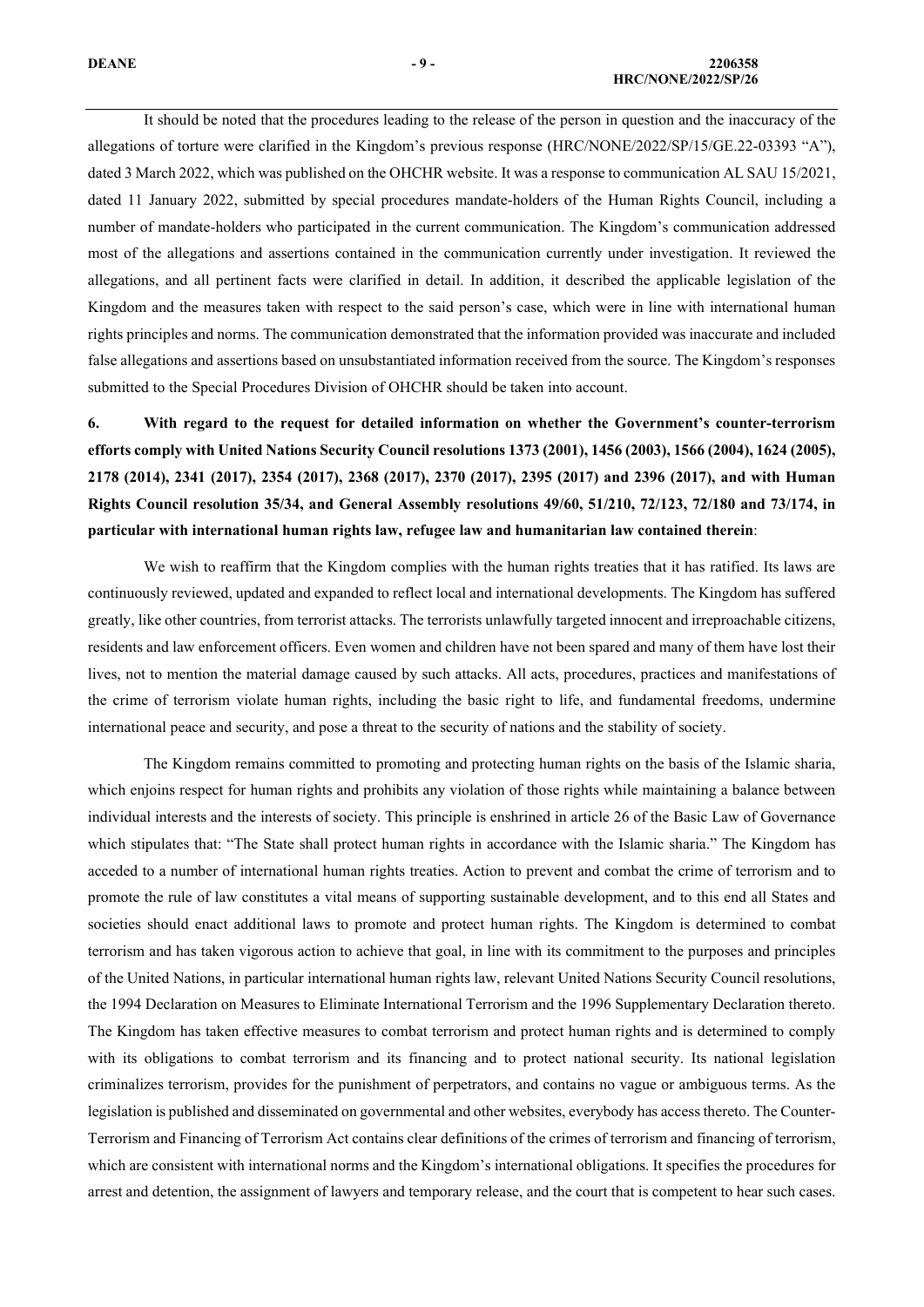It should be noted that the procedures leading to the release of the person in question and the inaccuracy of the allegations of torture were clarified in the Kingdom's previous response (HRC/NONE/2022/SP/15/GE.22-03393 "A"), dated 3 March 2022, which was published on the OHCHR website. It was a response to communication AL SAU 15/2021, dated 11 January 2022, submitted by special procedures mandate-holders of the Human Rights Council, including a number of mandate-holders who participated in the current communication. The Kingdom's communication addressed most of the allegations and assertions contained in the communication currently under investigation. It reviewed the allegations, and all pertinent facts were clarified in detail. In addition, it described the applicable legislation of the Kingdom and the measures taken with respect to the said person's case, which were in line with international human rights principles and norms. The communication demonstrated that the information provided was inaccurate and included false allegations and assertions based on unsubstantiated information received from the source. The Kingdom's responses submitted to the Special Procedures Division of OHCHR should be taken into account.

**6. With regard to the request for detailed information on whether the Government's counter-terrorism efforts comply with United Nations Security Council resolutions 1373 (2001), 1456 (2003), 1566 (2004), 1624 (2005), 2178 (2014), 2341 (2017), 2354 (2017), 2368 (2017), 2370 (2017), 2395 (2017) and 2396 (2017), and with Human Rights Council resolution 35/34, and General Assembly resolutions 49/60, 51/210, 72/123, 72/180 and 73/174, in particular with international human rights law, refugee law and humanitarian law contained therein**:

We wish to reaffirm that the Kingdom complies with the human rights treaties that it has ratified. Its laws are continuously reviewed, updated and expanded to reflect local and international developments. The Kingdom has suffered greatly, like other countries, from terrorist attacks. The terrorists unlawfully targeted innocent and irreproachable citizens, residents and law enforcement officers. Even women and children have not been spared and many of them have lost their lives, not to mention the material damage caused by such attacks. All acts, procedures, practices and manifestations of the crime of terrorism violate human rights, including the basic right to life, and fundamental freedoms, undermine international peace and security, and pose a threat to the security of nations and the stability of society.

The Kingdom remains committed to promoting and protecting human rights on the basis of the Islamic sharia, which enjoins respect for human rights and prohibits any violation of those rights while maintaining a balance between individual interests and the interests of society. This principle is enshrined in article 26 of the Basic Law of Governance which stipulates that: "The State shall protect human rights in accordance with the Islamic sharia." The Kingdom has acceded to a number of international human rights treaties. Action to prevent and combat the crime of terrorism and to promote the rule of law constitutes a vital means of supporting sustainable development, and to this end all States and societies should enact additional laws to promote and protect human rights. The Kingdom is determined to combat terrorism and has taken vigorous action to achieve that goal, in line with its commitment to the purposes and principles of the United Nations, in particular international human rights law, relevant United Nations Security Council resolutions, the 1994 Declaration on Measures to Eliminate International Terrorism and the 1996 Supplementary Declaration thereto. The Kingdom has taken effective measures to combat terrorism and protect human rights and is determined to comply with its obligations to combat terrorism and its financing and to protect national security. Its national legislation criminalizes terrorism, provides for the punishment of perpetrators, and contains no vague or ambiguous terms. As the legislation is published and disseminated on governmental and other websites, everybody has access thereto. The Counter-Terrorism and Financing of Terrorism Act contains clear definitions of the crimes of terrorism and financing of terrorism, which are consistent with international norms and the Kingdom's international obligations. It specifies the procedures for arrest and detention, the assignment of lawyers and temporary release, and the court that is competent to hear such cases.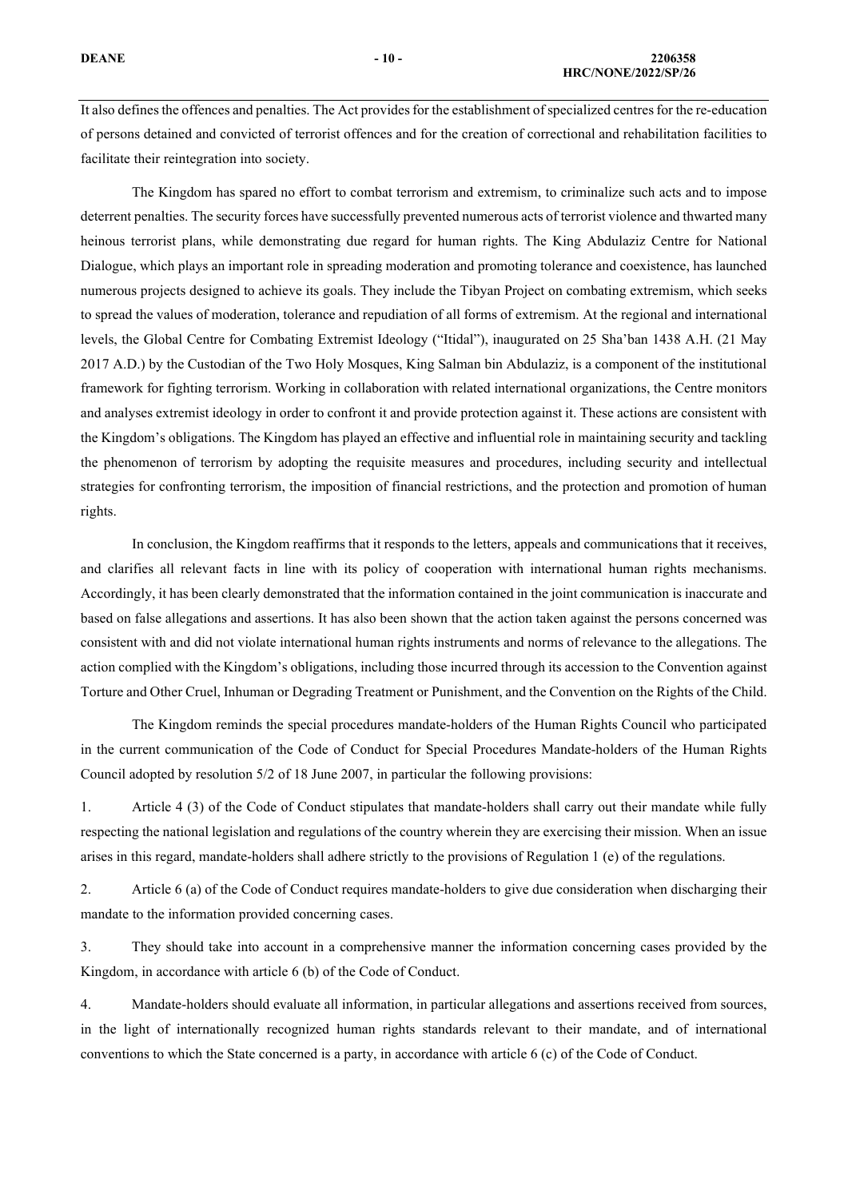It also defines the offences and penalties. The Act provides for the establishment of specialized centres for the re-education of persons detained and convicted of terrorist offences and for the creation of correctional and rehabilitation facilities to facilitate their reintegration into society.

The Kingdom has spared no effort to combat terrorism and extremism, to criminalize such acts and to impose deterrent penalties. The security forces have successfully prevented numerous acts of terrorist violence and thwarted many heinous terrorist plans, while demonstrating due regard for human rights. The King Abdulaziz Centre for National Dialogue, which plays an important role in spreading moderation and promoting tolerance and coexistence, has launched numerous projects designed to achieve its goals. They include the Tibyan Project on combating extremism, which seeks to spread the values of moderation, tolerance and repudiation of all forms of extremism. At the regional and international levels, the Global Centre for Combating Extremist Ideology ("Itidal"), inaugurated on 25 Sha'ban 1438 A.H. (21 May 2017 A.D.) by the Custodian of the Two Holy Mosques, King Salman bin Abdulaziz, is a component of the institutional framework for fighting terrorism. Working in collaboration with related international organizations, the Centre monitors and analyses extremist ideology in order to confront it and provide protection against it. These actions are consistent with the Kingdom's obligations. The Kingdom has played an effective and influential role in maintaining security and tackling the phenomenon of terrorism by adopting the requisite measures and procedures, including security and intellectual strategies for confronting terrorism, the imposition of financial restrictions, and the protection and promotion of human rights.

In conclusion, the Kingdom reaffirms that it responds to the letters, appeals and communications that it receives, and clarifies all relevant facts in line with its policy of cooperation with international human rights mechanisms. Accordingly, it has been clearly demonstrated that the information contained in the joint communication is inaccurate and based on false allegations and assertions. It has also been shown that the action taken against the persons concerned was consistent with and did not violate international human rights instruments and norms of relevance to the allegations. The action complied with the Kingdom's obligations, including those incurred through its accession to the Convention against Torture and Other Cruel, Inhuman or Degrading Treatment or Punishment, and the Convention on the Rights of the Child.

The Kingdom reminds the special procedures mandate-holders of the Human Rights Council who participated in the current communication of the Code of Conduct for Special Procedures Mandate-holders of the Human Rights Council adopted by resolution 5/2 of 18 June 2007, in particular the following provisions:

1. Article 4 (3) of the Code of Conduct stipulates that mandate-holders shall carry out their mandate while fully respecting the national legislation and regulations of the country wherein they are exercising their mission. When an issue arises in this regard, mandate-holders shall adhere strictly to the provisions of Regulation 1 (e) of the regulations.

2. Article 6 (a) of the Code of Conduct requires mandate-holders to give due consideration when discharging their mandate to the information provided concerning cases.

3. They should take into account in a comprehensive manner the information concerning cases provided by the Kingdom, in accordance with article 6 (b) of the Code of Conduct.

4. Mandate-holders should evaluate all information, in particular allegations and assertions received from sources, in the light of internationally recognized human rights standards relevant to their mandate, and of international conventions to which the State concerned is a party, in accordance with article 6 (c) of the Code of Conduct.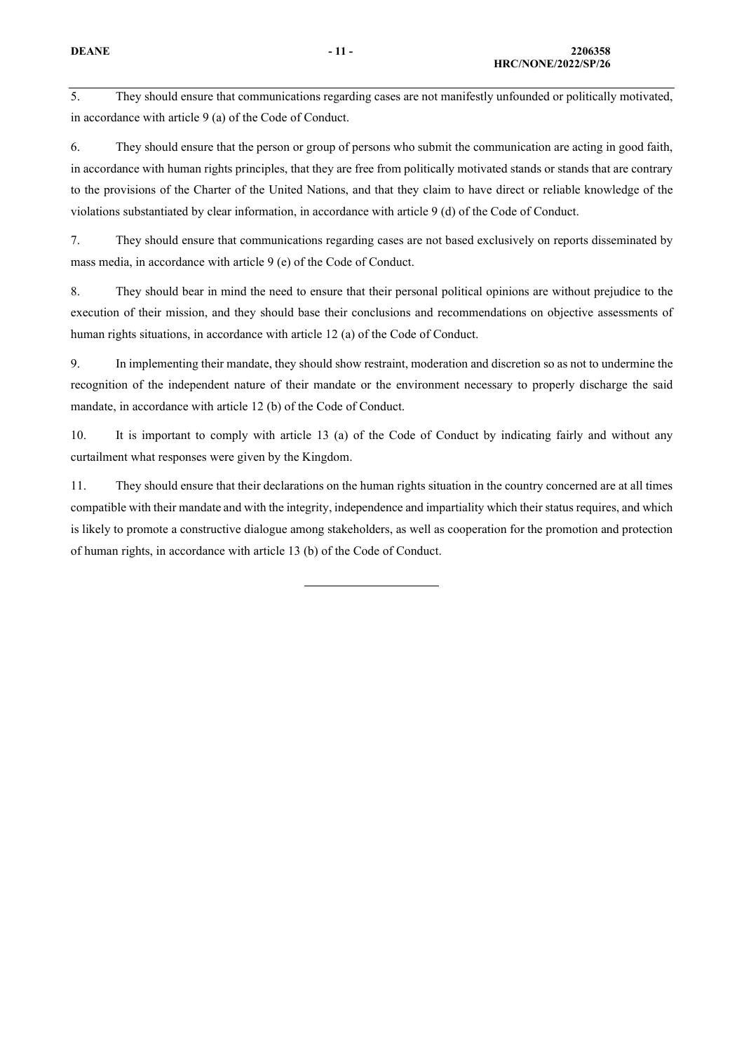5. They should ensure that communications regarding cases are not manifestly unfounded or politically motivated, in accordance with article 9 (a) of the Code of Conduct.

6. They should ensure that the person or group of persons who submit the communication are acting in good faith, in accordance with human rights principles, that they are free from politically motivated stands or stands that are contrary to the provisions of the Charter of the United Nations, and that they claim to have direct or reliable knowledge of the violations substantiated by clear information, in accordance with article 9 (d) of the Code of Conduct.

7. They should ensure that communications regarding cases are not based exclusively on reports disseminated by mass media, in accordance with article 9 (e) of the Code of Conduct.

8. They should bear in mind the need to ensure that their personal political opinions are without prejudice to the execution of their mission, and they should base their conclusions and recommendations on objective assessments of human rights situations, in accordance with article 12 (a) of the Code of Conduct.

9. In implementing their mandate, they should show restraint, moderation and discretion so as not to undermine the recognition of the independent nature of their mandate or the environment necessary to properly discharge the said mandate, in accordance with article 12 (b) of the Code of Conduct.

10. It is important to comply with article 13 (a) of the Code of Conduct by indicating fairly and without any curtailment what responses were given by the Kingdom.

11. They should ensure that their declarations on the human rights situation in the country concerned are at all times compatible with their mandate and with the integrity, independence and impartiality which their status requires, and which is likely to promote a constructive dialogue among stakeholders, as well as cooperation for the promotion and protection of human rights, in accordance with article 13 (b) of the Code of Conduct.